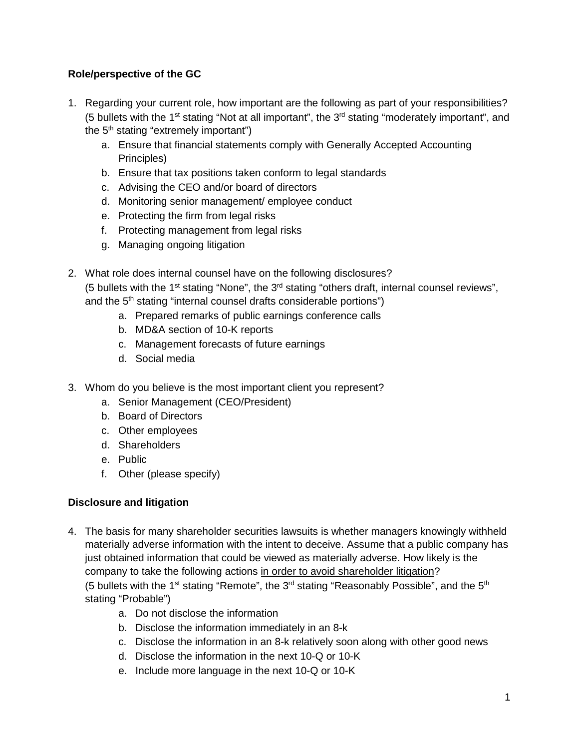**Role/perspective of the GC**

1. Regarding your current role, how important are the following as part of your responsibilities? (5 bullets with the 1st stating "Not at all important", the 3rd stating "moderately important", and the 5th stating "extremely important")
    a. Ensure that financial statements comply with Generally Accepted Accounting Principles)
    b. Ensure that tax positions taken conform to legal standards
    c. Advising the CEO and/or board of directors
    d. Monitoring senior management/ employee conduct
    e. Protecting the firm from legal risks
    f. Protecting management from legal risks
    g. Managing ongoing litigation

2. What role does internal counsel have on the following disclosures?
(5 bullets with the 1st stating "None", the 3rd stating "others draft, internal counsel reviews", and the 5th stating "internal counsel drafts considerable portions")
    a. Prepared remarks of public earnings conference calls
    b. MD&A section of 10-K reports
    c. Management forecasts of future earnings
    d. Social media

3. Whom do you believe is the most important client you represent?
    a. Senior Management (CEO/President)
    b. Board of Directors
    c. Other employees
    d. Shareholders
    e. Public
    f. Other (please specify)

**Disclosure and litigation**

4. The basis for many shareholder securities lawsuits is whether managers knowingly withheld materially adverse information with the intent to deceive. Assume that a public company has just obtained information that could be viewed as materially adverse. How likely is the company to take the following actions <u>in order to avoid shareholder litigation</u>?
(5 bullets with the 1st stating "Remote", the 3rd stating "Reasonably Possible", and the 5th stating "Probable")
    a. Do not disclose the information
    b. Disclose the information immediately in an 8-k
    c. Disclose the information in an 8-k relatively soon along with other good news
    d. Disclose the information in the next 10-Q or 10-K
    e. Include more language in the next 10-Q or 10-K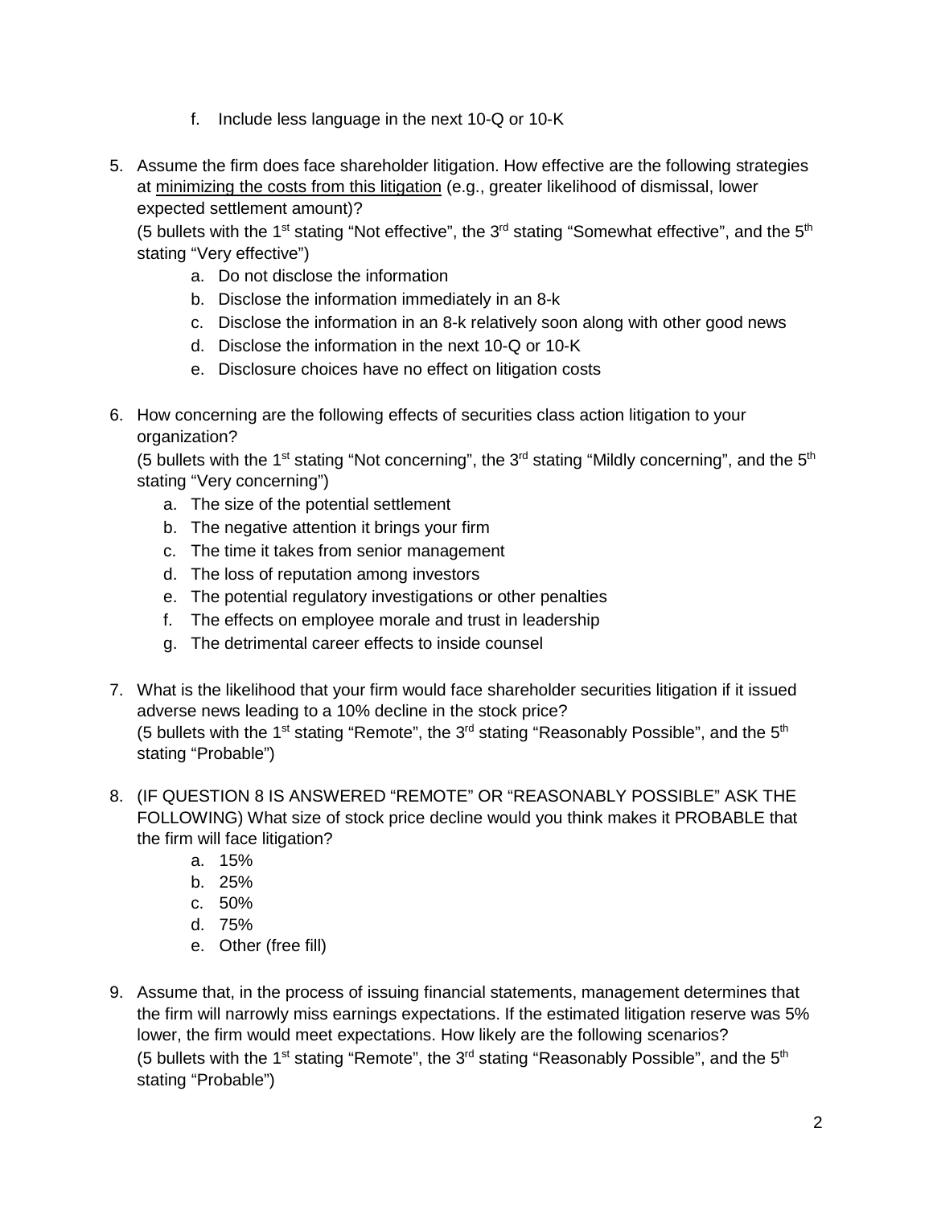f. Include less language in the next 10-Q or 10-K

5. Assume the firm does face shareholder litigation. How effective are the following strategies at <u>minimizing the costs from this litigation</u> (e.g., greater likelihood of dismissal, lower expected settlement amount)?
   (5 bullets with the 1st stating "Not effective", the 3rd stating "Somewhat effective", and the 5th stating "Very effective")
    a. Do not disclose the information
    b. Disclose the information immediately in an 8-k
    c. Disclose the information in an 8-k relatively soon along with other good news
    d. Disclose the information in the next 10-Q or 10-K
    e. Disclosure choices have no effect on litigation costs

6. How concerning are the following effects of securities class action litigation to your organization?
   (5 bullets with the 1st stating "Not concerning", the 3rd stating "Mildly concerning", and the 5th stating "Very concerning")
    a. The size of the potential settlement
    b. The negative attention it brings your firm
    c. The time it takes from senior management
    d. The loss of reputation among investors
    e. The potential regulatory investigations or other penalties
    f. The effects on employee morale and trust in leadership
    g. The detrimental career effects to inside counsel

7. What is the likelihood that your firm would face shareholder securities litigation if it issued adverse news leading to a 10% decline in the stock price?
   (5 bullets with the 1st stating "Remote", the 3rd stating "Reasonably Possible", and the 5th stating "Probable")

8. (IF QUESTION 8 IS ANSWERED "REMOTE" OR "REASONABLY POSSIBLE" ASK THE FOLLOWING) What size of stock price decline would you think makes it PROBABLE that the firm will face litigation?
    a. 15%
    b. 25%
    c. 50%
    d. 75%
    e. Other (free fill)

9. Assume that, in the process of issuing financial statements, management determines that the firm will narrowly miss earnings expectations. If the estimated litigation reserve was 5% lower, the firm would meet expectations. How likely are the following scenarios?
   (5 bullets with the 1st stating "Remote", the 3rd stating "Reasonably Possible", and the 5th stating "Probable")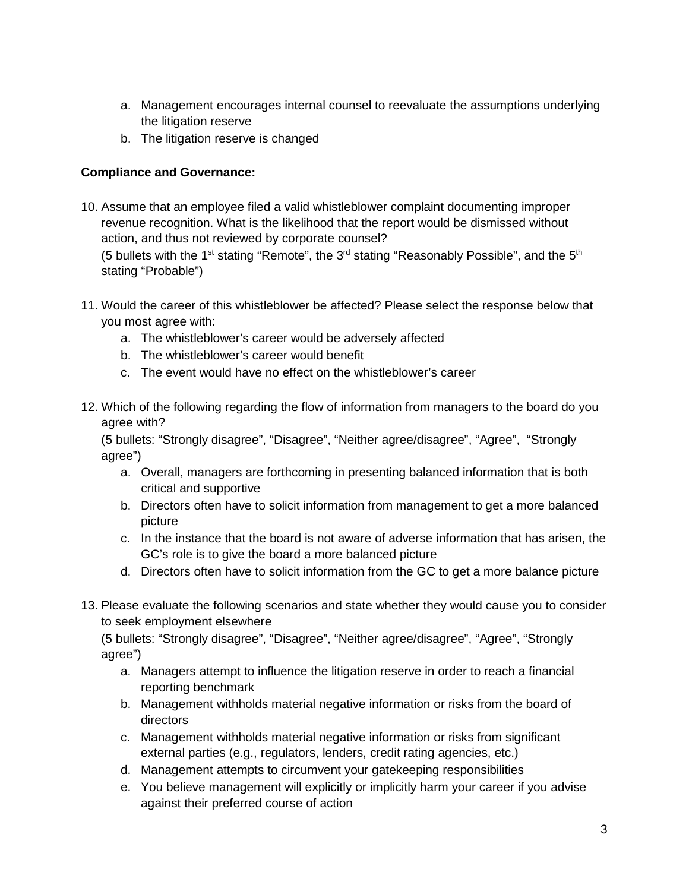a. Management encourages internal counsel to reevaluate the assumptions underlying the litigation reserve
b. The litigation reserve is changed

**Compliance and Governance:**

10. Assume that an employee filed a valid whistleblower complaint documenting improper revenue recognition. What is the likelihood that the report would be dismissed without action, and thus not reviewed by corporate counsel?
(5 bullets with the 1st stating "Remote", the 3rd stating "Reasonably Possible", and the 5th stating "Probable")

11. Would the career of this whistleblower be affected? Please select the response below that you most agree with:
    a. The whistleblower's career would be adversely affected
    b. The whistleblower's career would benefit
    c. The event would have no effect on the whistleblower's career

12. Which of the following regarding the flow of information from managers to the board do you agree with?
(5 bullets: "Strongly disagree", "Disagree", "Neither agree/disagree", "Agree", "Strongly agree")
    a. Overall, managers are forthcoming in presenting balanced information that is both critical and supportive
    b. Directors often have to solicit information from management to get a more balanced picture
    c. In the instance that the board is not aware of adverse information that has arisen, the GC's role is to give the board a more balanced picture
    d. Directors often have to solicit information from the GC to get a more balance picture

13. Please evaluate the following scenarios and state whether they would cause you to consider to seek employment elsewhere
(5 bullets: "Strongly disagree", "Disagree", "Neither agree/disagree", "Agree", "Strongly agree")
    a. Managers attempt to influence the litigation reserve in order to reach a financial reporting benchmark
    b. Management withholds material negative information or risks from the board of directors
    c. Management withholds material negative information or risks from significant external parties (e.g., regulators, lenders, credit rating agencies, etc.)
    d. Management attempts to circumvent your gatekeeping responsibilities
    e. You believe management will explicitly or implicitly harm your career if you advise against their preferred course of action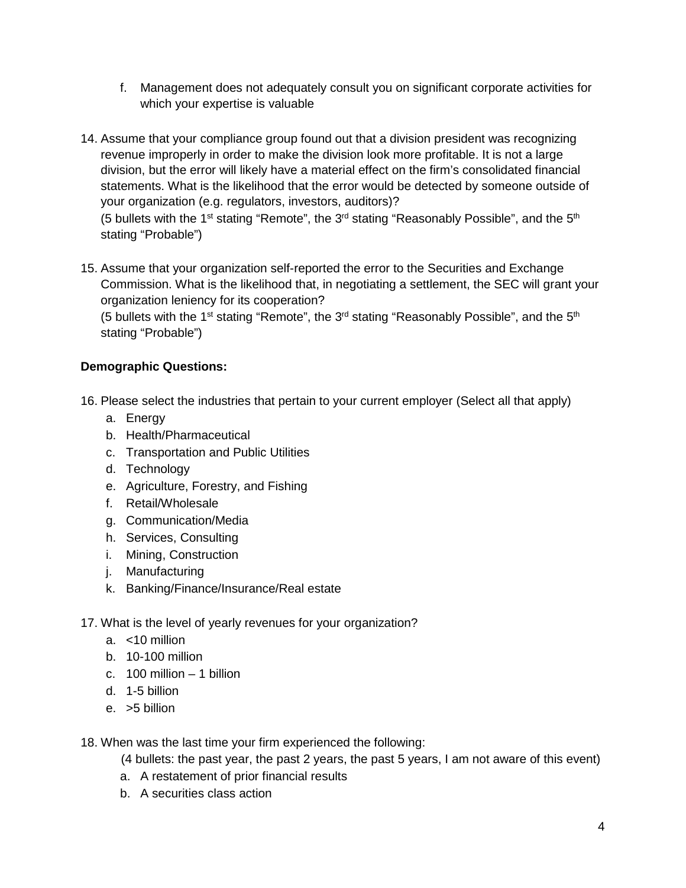f. Management does not adequately consult you on significant corporate activities for which your expertise is valuable

14. Assume that your compliance group found out that a division president was recognizing revenue improperly in order to make the division look more profitable. It is not a large division, but the error will likely have a material effect on the firm's consolidated financial statements. What is the likelihood that the error would be detected by someone outside of your organization (e.g. regulators, investors, auditors)?
    (5 bullets with the 1st stating "Remote", the 3rd stating "Reasonably Possible", and the 5th stating "Probable")

15. Assume that your organization self-reported the error to the Securities and Exchange Commission. What is the likelihood that, in negotiating a settlement, the SEC will grant your organization leniency for its cooperation?
    (5 bullets with the 1st stating "Remote", the 3rd stating "Reasonably Possible", and the 5th stating "Probable")

**Demographic Questions:**

16. Please select the industries that pertain to your current employer (Select all that apply)
    a. Energy
    b. Health/Pharmaceutical
    c. Transportation and Public Utilities
    d. Technology
    e. Agriculture, Forestry, and Fishing
    f. Retail/Wholesale
    g. Communication/Media
    h. Services, Consulting
    i. Mining, Construction
    j. Manufacturing
    k. Banking/Finance/Insurance/Real estate

17. What is the level of yearly revenues for your organization?
    a. <10 million
    b. 10-100 million
    c. 100 million – 1 billion
    d. 1-5 billion
    e. >5 billion

18. When was the last time your firm experienced the following:
    (4 bullets: the past year, the past 2 years, the past 5 years, I am not aware of this event)
    a. A restatement of prior financial results
    b. A securities class action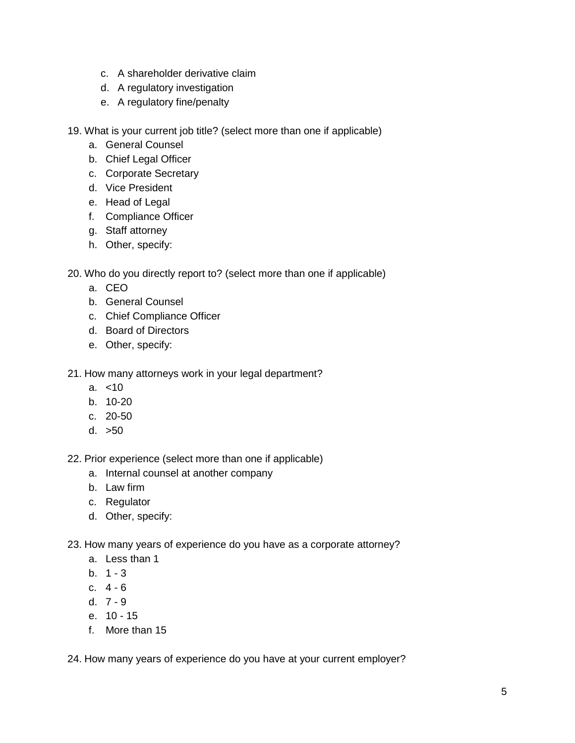c. A shareholder derivative claim
   d. A regulatory investigation
   e. A regulatory fine/penalty

19. What is your current job title? (select more than one if applicable)
    a. General Counsel
    b. Chief Legal Officer
    c. Corporate Secretary
    d. Vice President
    e. Head of Legal
    f. Compliance Officer
    g. Staff attorney
    h. Other, specify:

20. Who do you directly report to? (select more than one if applicable)
    a. CEO
    b. General Counsel
    c. Chief Compliance Officer
    d. Board of Directors
    e. Other, specify:

21. How many attorneys work in your legal department?
    a. <10
    b. 10-20
    c. 20-50
    d. >50

22. Prior experience (select more than one if applicable)
    a. Internal counsel at another company
    b. Law firm
    c. Regulator
    d. Other, specify:

23. How many years of experience do you have as a corporate attorney?
    a. Less than 1
    b. 1 - 3
    c. 4 - 6
    d. 7 - 9
    e. 10 - 15
    f. More than 15

24. How many years of experience do you have at your current employer?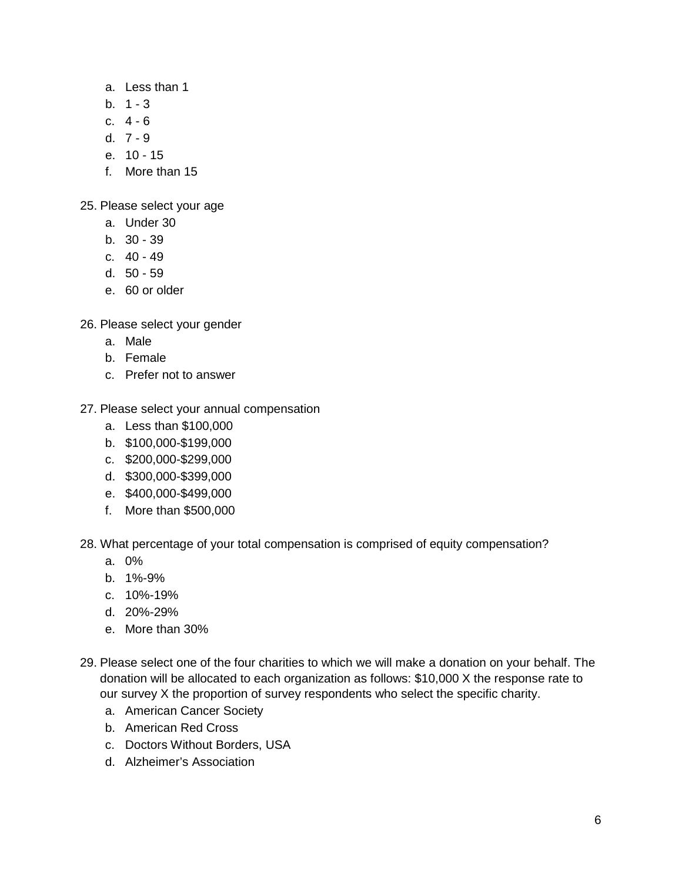a. Less than 1
   b. 1 - 3
   c. 4 - 6
   d. 7 - 9
   e. 10 - 15
   f. More than 15

25. Please select your age
    a. Under 30
    b. 30 - 39
    c. 40 - 49
    d. 50 - 59
    e. 60 or older

26. Please select your gender
    a. Male
    b. Female
    c. Prefer not to answer

27. Please select your annual compensation
    a. Less than $100,000
    b. $100,000-$199,000
    c. $200,000-$299,000
    d. $300,000-$399,000
    e. $400,000-$499,000
    f. More than $500,000

28. What percentage of your total compensation is comprised of equity compensation?
    a. 0%
    b. 1%-9%
    c. 10%-19%
    d. 20%-29%
    e. More than 30%

29. Please select one of the four charities to which we will make a donation on your behalf. The donation will be allocated to each organization as follows: $10,000 X the response rate to our survey X the proportion of survey respondents who select the specific charity.
    a. American Cancer Society
    b. American Red Cross
    c. Doctors Without Borders, USA
    d. Alzheimer's Association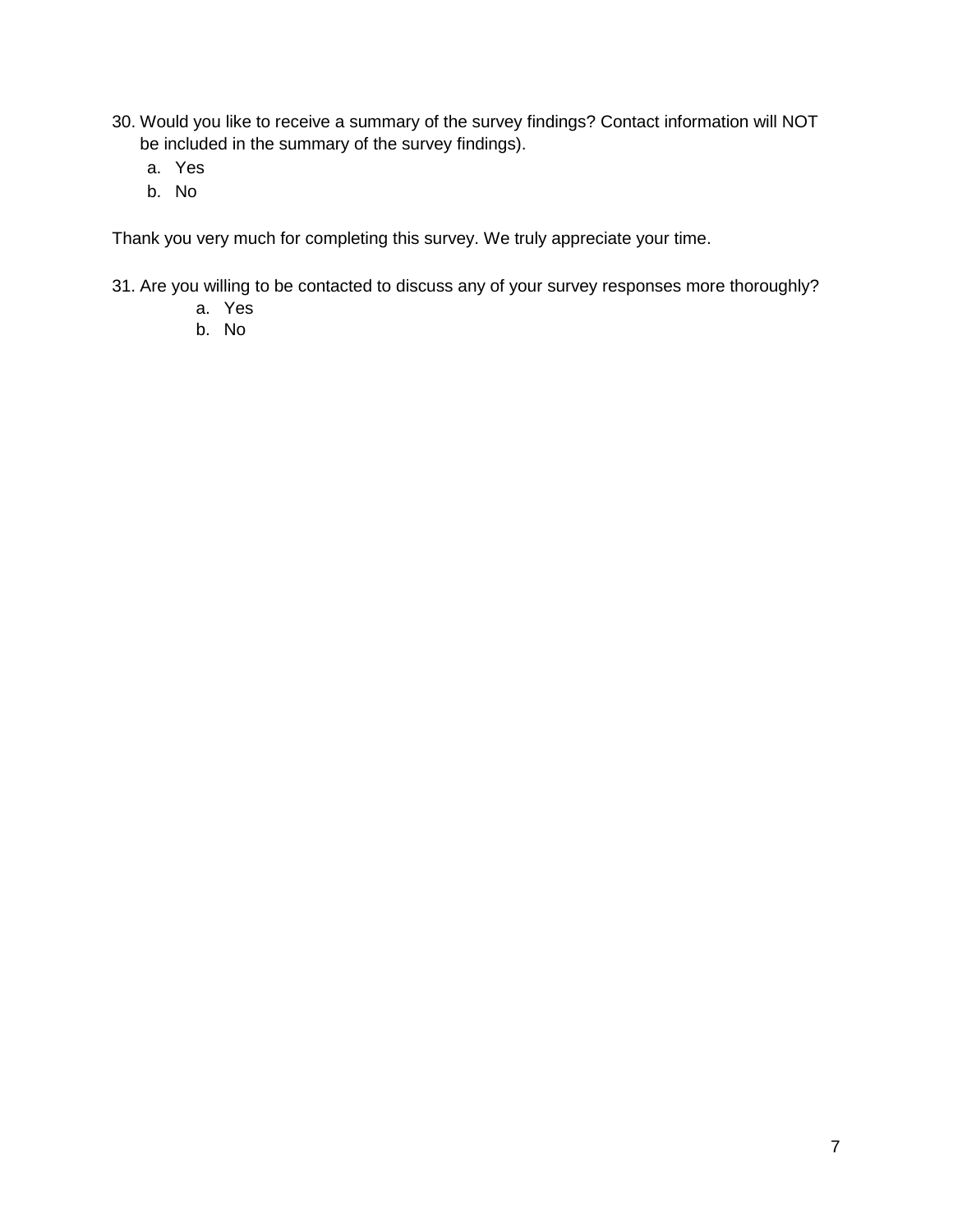30. Would you like to receive a summary of the survey findings? Contact information will NOT be included in the summary of the survey findings).
    a. Yes
    b. No

Thank you very much for completing this survey. We truly appreciate your time.

31. Are you willing to be contacted to discuss any of your survey responses more thoroughly?
    a. Yes
    b. No